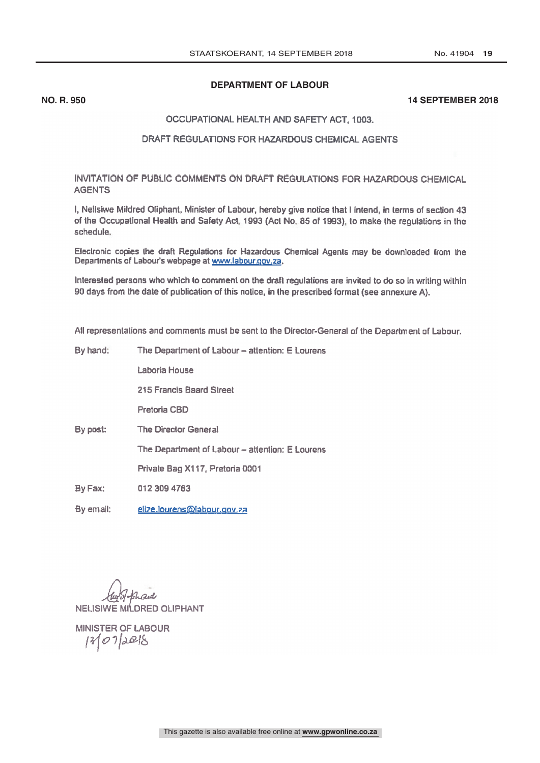## DEPARTMENT OF LABOUR

**NO. R. 950** **14 SEPTEMBER 2018**

### OCCUPATIONAL HEALTH AND SAFETY ACT, 1003.

### DRAFT REGULATIONS FOR HAZARDOUS CHEMICAL AGENTS

INVITATION OF PUBLIC COMMENTS ON DRAFT REGULATIONS FOR HAZARDOUS CHEMICAL AGENTS

I, Nelisiwe Mildred Oliphant, Minister of Labour, hereby give notice that I intend, in terms of section 43 of the Occupational Health and Safety Act, 1993 (Act No. 85 of 1993), to make the regulations in the schedule.

Electronic copies the draft Regulations for Hazardous Chemical Agents may be downloaded from the Departments of Labour's webpage at www.labour.gov.za.

Interested persons who which to comment on the draft regulations are invited to do so in writing within 90 days from the date of publication of this notice, in the prescribed format (see annexure A).

All representations and comments must be sent to the Director-General of the Department of Labour.

By hand: The Department of Labour – attention: E Lourens

Laboria House

215 Francis Baard Street

Pretoria CBD

By post: The Director General

The Department of Labour – attention: E Lourens

Private Bag X117, Pretoria 0001

By Fax: 012 309 4763

By email: elize.lourens@labour.gov.za

NELISIWE MILDRED OLIPHANT

MINISTER OF LABOUR

13/07/2018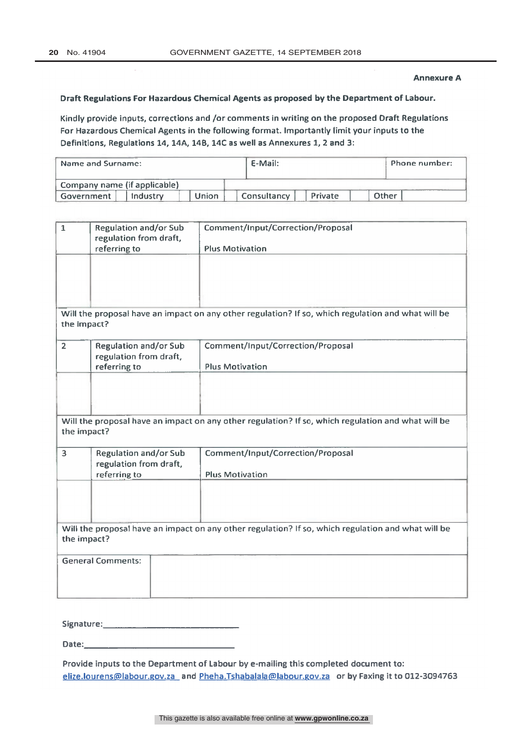**Annexure A**

**Draft Regulations For Hazardous Chemical Agents as proposed by the Department of Labour.**

Kindly provide inputs, corrections and /or comments in writing on the proposed Draft Regulations For Hazardous Chemical Agents in the following format. Importantly limit your inputs to the Definitions, Regulations 14, 14A, 14B, 14C as well as Annexures 1, 2 and 3:

| | | | | | | | | | | | |
|---|---|---|---|---|---|---|---|---|---|---|---|
| Name and Surname: | | | | | | E-Mail: | | | | Phone number: | |
| Company name (if applicable) | | | | | | | | | | | |
| Government | | Industry | | Union | | Consultancy | | Private | | Other | |

| | | |
|---|---|---|
| 1 | Regulation and/or Sub regulation from draft, referring to | Comment/Input/Correction/Proposal<br><br>Plus Motivation |
| | | |
| Will the proposal have an impact on any other regulation? If so, which regulation and what will be the impact? | | |
| 2 | Regulation and/or Sub regulation from draft, referring to | Comment/Input/Correction/Proposal<br><br>Plus Motivation |
| | | |
| Will the proposal have an impact on any other regulation? If so, which regulation and what will be the impact? | | |
| 3 | Regulation and/or Sub regulation from draft, referring to | Comment/Input/Correction/Proposal<br><br>Plus Motivation |
| | | |
| Will the proposal have an impact on any other regulation? If so, which regulation and what will be the impact? | | |

| | |
|---|---|
| General Comments: | |

Signature:______________________________

Date:__________________________________

Provide inputs to the Department of Labour by e-mailing this completed document to: elize.lourens@labour.gov.za and Pheha.Tshabalala@labour.gov.za or by Faxing it to 012-3094763